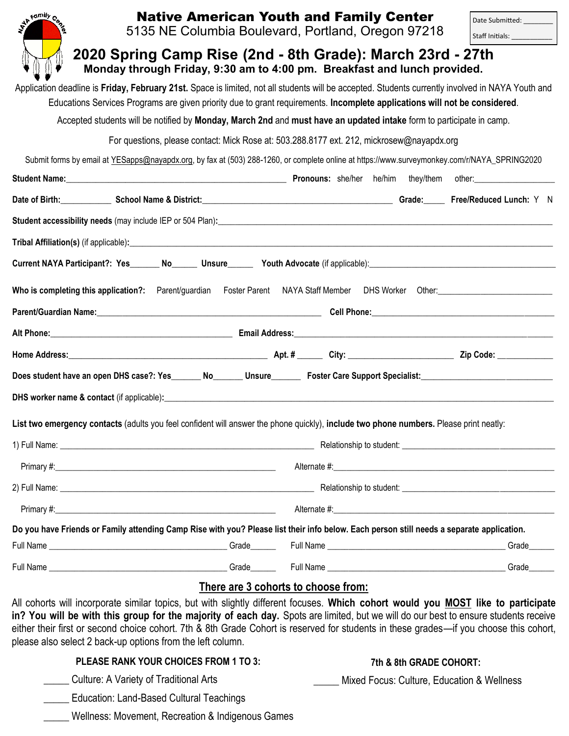# Native American Youth and Family Center

5135 NE Columbia Boulevard, Portland, Oregon 97218

Date Submitted: ________

Staff Initials: ___________

## 2020 Spring Camp Rise (2nd - 8th Grade): March 23rd - 27th

**Monday through Friday, 9:30 am to 4:00 pm. Breakfast and lunch provided.**

Application deadline is **Friday, February 21st.** Space is limited, not all students will be accepted. Students currently involved in NAYA Youth and Educations Services Programs are given priority due to grant requirements. **Incomplete applications will not be considered**.

Accepted students will be notified by **Monday, March 2nd** and **must have an updated intake** form to participate in camp.

For questions, please contact: Mick Rose at: 503.288.8177 ext. 212, mickrosew@nayapdx.org

Submit forms by email at YESapps@nayapdx.org, by fax at (503) 288-1260, or complete online at https://www.surveymonkey.com/r/NAYA_SPRING2020

**Student Name:**_______________________________________________ **Pronouns:** she/her he/him they/them other:__________________

**Date of Birth:**___________ **School Name & District:**__________________________________________ **Grade:**_____ **Free/Reduced Lunch:** Y N

**Student accessibility needs** (may include IEP or 504 Plan)**:**_____________________________________________________________________

**Tribal Affiliation(s)** (if applicable)**:**____________________________________________________________________________________

**Current NAYA Participant?: Yes**_______ **No**______ **Unsure**______ **Youth Advocate** (if applicable):__________________________________________

**Who is completing this application?:** Parent/guardian Foster Parent NAYA Staff Member DHS Worker Other:_________________________

**Parent/Guardian Name:**__________________________________________________ **Cell Phone:**_____________________________________________

**Alt Phone:**________________________________________ **Email Address:**_______________________________________________________________

**Home Address:**_____________________________________________ **Apt. #** ______ **City:** _______________________ **Zip Code:** _____________

**Does student have an open DHS case?: Yes**_______ **No**_______ **Unsure**_______ **Foster Care Support Specialist:**_______________________________

**DHS worker name & contact** (if applicable)**:**______________________________________________________________________________________

**List two emergency contacts** (adults you feel confident will answer the phone quickly), **include two phone numbers.** Please print neatly:

1) Full Name: ________________________________________________________ Relationship to student: ____________________________________

Primary #:_________________________________________________ Alternate #:___________________________________________________

2) Full Name: ________________________________________________________ Relationship to student: ____________________________________

Primary #:_________________________________________________ Alternate #:___________________________________________________

**Do you have Friends or Family attending Camp Rise with you? Please list their info below. Each person still needs a separate application.**

Full Name ________________________________________ Grade______ Full Name ________________________________________ Grade______

Full Name ________________________________________ Grade______ Full Name ________________________________________ Grade______

## There are 3 cohorts to choose from:

All cohorts will incorporate similar topics, but with slightly different focuses. **Which cohort would you MOST like to participate in? You will be with this group for the majority of each day.** Spots are limited, but we will do our best to ensure students receive either their first or second choice cohort. 7th & 8th Grade Cohort is reserved for students in these grades—if you choose this cohort, please also select 2 back-up options from the left column.

**PLEASE RANK YOUR CHOICES FROM 1 TO 3:**

_____ Culture: A Variety of Traditional Arts

_____ Education: Land-Based Cultural Teachings

_____ Wellness: Movement, Recreation & Indigenous Games

**7th & 8th GRADE COHORT:**

_____ Mixed Focus: Culture, Education & Wellness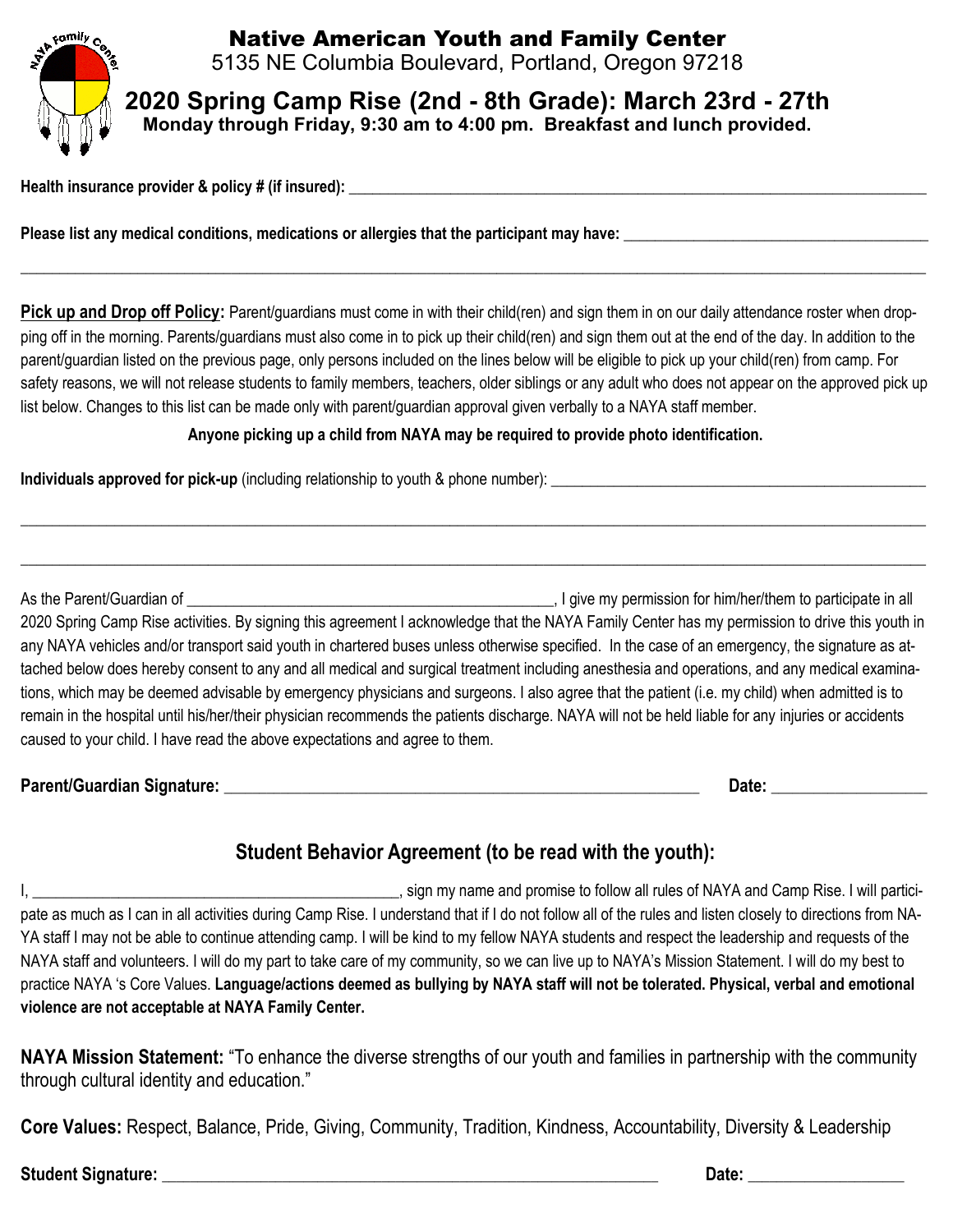# Native American Youth and Family Center

5135 NE Columbia Boulevard, Portland, Oregon 97218

## 2020 Spring Camp Rise (2nd - 8th Grade): March 23rd - 27th

**Monday through Friday, 9:30 am to 4:00 pm. Breakfast and lunch provided.**

**Health insurance provider & policy # (if insured):** ___________________________________________

**Please list any medical conditions, medications or allergies that the participant may have:** ___________________________________________

___________________________________________

**Pick up and Drop off Policy:** Parent/guardians must come in with their child(ren) and sign them in on our daily attendance roster when dropping off in the morning. Parents/guardians must also come in to pick up their child(ren) and sign them out at the end of the day. In addition to the parent/guardian listed on the previous page, only persons included on the lines below will be eligible to pick up your child(ren) from camp. For safety reasons, we will not release students to family members, teachers, older siblings or any adult who does not appear on the approved pick up list below. Changes to this list can be made only with parent/guardian approval given verbally to a NAYA staff member.

**Anyone picking up a child from NAYA may be required to provide photo identification.**

**Individuals approved for pick-up** (including relationship to youth & phone number): ___________________________________________

___________________________________________

___________________________________________

As the Parent/Guardian of ___________________________________________, I give my permission for him/her/them to participate in all 2020 Spring Camp Rise activities. By signing this agreement I acknowledge that the NAYA Family Center has my permission to drive this youth in any NAYA vehicles and/or transport said youth in chartered buses unless otherwise specified. In the case of an emergency, the signature as attached below does hereby consent to any and all medical and surgical treatment including anesthesia and operations, and any medical examinations, which may be deemed advisable by emergency physicians and surgeons. I also agree that the patient (i.e. my child) when admitted is to remain in the hospital until his/her/their physician recommends the patients discharge. NAYA will not be held liable for any injuries or accidents caused to your child. I have read the above expectations and agree to them.

**Parent/Guardian Signature:** ___________________________________________ **Date:** ____________________

## Student Behavior Agreement (to be read with the youth):

I, ___________________________________________, sign my name and promise to follow all rules of NAYA and Camp Rise. I will participate as much as I can in all activities during Camp Rise. I understand that if I do not follow all of the rules and listen closely to directions from NAYA staff I may not be able to continue attending camp. I will be kind to my fellow NAYA students and respect the leadership and requests of the NAYA staff and volunteers. I will do my part to take care of my community, so we can live up to NAYA's Mission Statement. I will do my best to practice NAYA 's Core Values. **Language/actions deemed as bullying by NAYA staff will not be tolerated. Physical, verbal and emotional violence are not acceptable at NAYA Family Center.**

**NAYA Mission Statement:** "To enhance the diverse strengths of our youth and families in partnership with the community through cultural identity and education."

**Core Values:** Respect, Balance, Pride, Giving, Community, Tradition, Kindness, Accountability, Diversity & Leadership

**Student Signature:** ___________________________________________ **Date:** ____________________